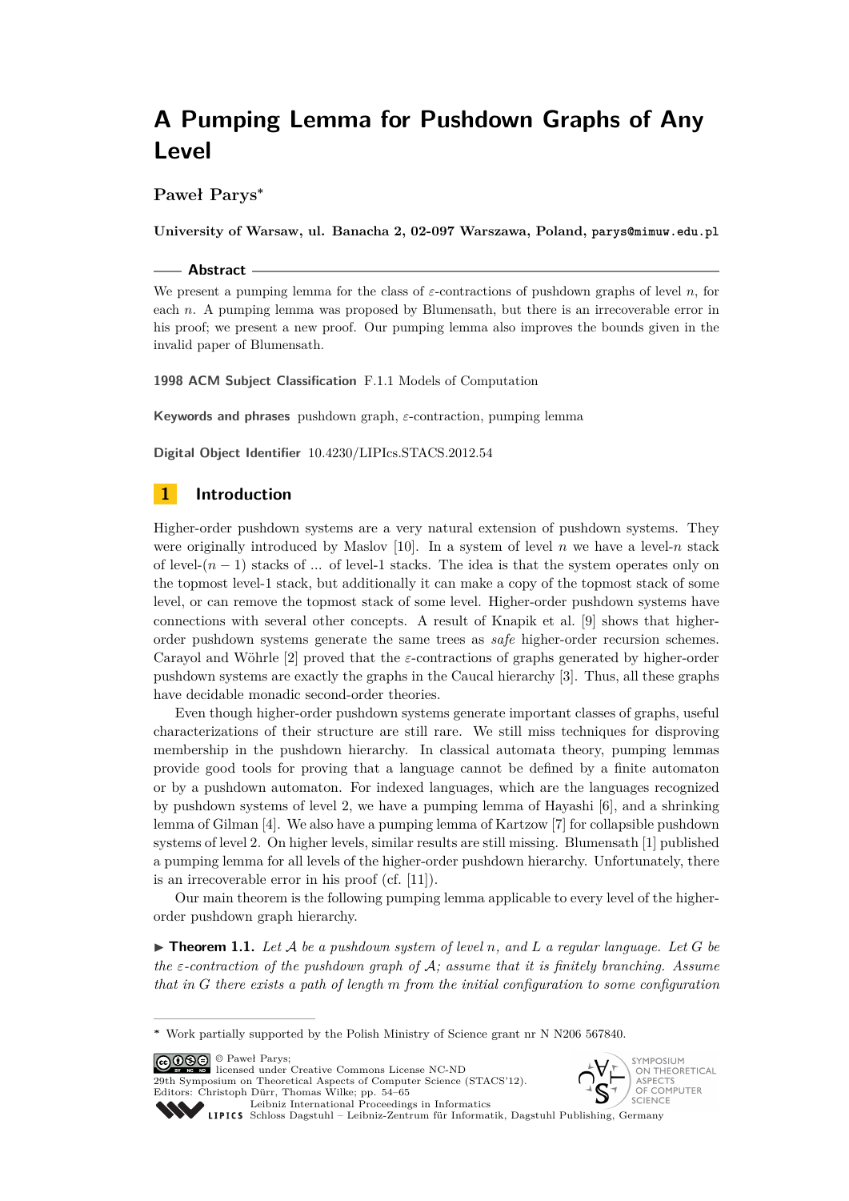# A Pumping Lemma for Pushdown Graphs of Any Level

**Paweł Parys***

**University of Warsaw, ul. Banacha 2, 02-097 Warszawa, Poland,** parys@mimuw.edu.pl

## Abstract

We present a pumping lemma for the class of $\varepsilon$-contractions of pushdown graphs of level $n$, for each $n$. A pumping lemma was proposed by Blumensath, but there is an irrecoverable error in his proof; we present a new proof. Our pumping lemma also improves the bounds given in the invalid paper of Blumensath.

**1998 ACM Subject Classification** F.1.1 Models of Computation

**Keywords and phrases** pushdown graph, $\varepsilon$-contraction, pumping lemma

**Digital Object Identifier** 10.4230/LIPIcs.STACS.2012.54

## 1 Introduction

Higher-order pushdown systems are a very natural extension of pushdown systems. They were originally introduced by Maslov [10]. In a system of level $n$ we have a level-$n$ stack of level-$(n-1)$ stacks of ... of level-1 stacks. The idea is that the system operates only on the topmost level-1 stack, but additionally it can make a copy of the topmost stack of some level, or can remove the topmost stack of some level. Higher-order pushdown systems have connections with several other concepts. A result of Knapik et al. [9] shows that higher-order pushdown systems generate the same trees as *safe* higher-order recursion schemes. Carayol and Wöhrle [2] proved that the $\varepsilon$-contractions of graphs generated by higher-order pushdown systems are exactly the graphs in the Caucal hierarchy [3]. Thus, all these graphs have decidable monadic second-order theories.

Even though higher-order pushdown systems generate important classes of graphs, useful characterizations of their structure are still rare. We still miss techniques for disproving membership in the pushdown hierarchy. In classical automata theory, pumping lemmas provide good tools for proving that a language cannot be defined by a finite automaton or by a pushdown automaton. For indexed languages, which are the languages recognized by pushdown systems of level 2, we have a pumping lemma of Hayashi [6], and a shrinking lemma of Gilman [4]. We also have a pumping lemma of Kartzow [7] for collapsible pushdown systems of level 2. On higher levels, similar results are still missing. Blumensath [1] published a pumping lemma for all levels of the higher-order pushdown hierarchy. Unfortunately, there is an irrecoverable error in his proof (cf. [11]).

Our main theorem is the following pumping lemma applicable to every level of the higher-order pushdown graph hierarchy.

▶ **Theorem 1.1.** *Let $\mathcal{A}$ be a pushdown system of level $n$, and $L$ a regular language. Let $G$ be the $\varepsilon$-contraction of the pushdown graph of $\mathcal{A}$; assume that it is finitely branching. Assume that in $G$ there exists a path of length $m$ from the initial configuration to some configuration*

---

* Work partially supported by the Polish Ministry of Science grant nr N N206 567840.

© Paweł Parys; licensed under Creative Commons License NC-ND
29th Symposium on Theoretical Aspects of Computer Science (STACS'12).
Editors: Christoph Dürr, Thomas Wilke; pp. 54–65
Leibniz International Proceedings in Informatics
Schloss Dagstuhl – Leibniz-Zentrum für Informatik, Dagstuhl Publishing, Germany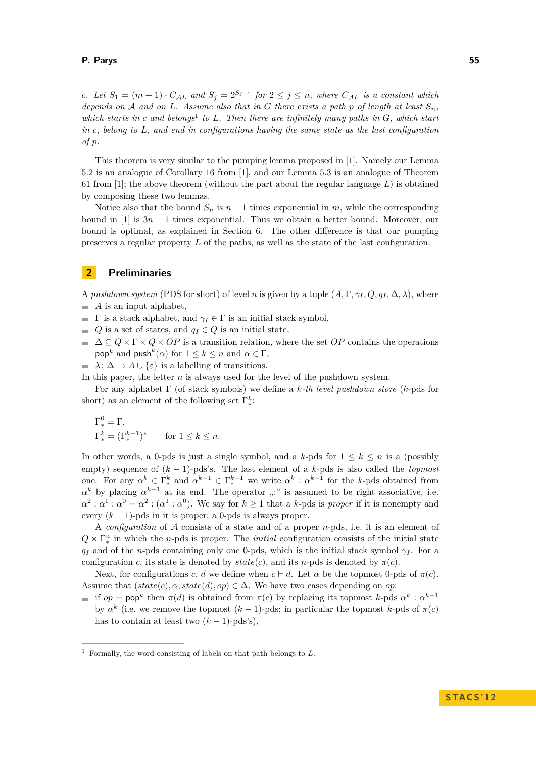*c. Let $S_1 = (m+1) \cdot C_{\mathcal{AL}}$ and $S_j = 2^{S_{j-1}}$ for $2 \leq j \leq n$, where $C_{\mathcal{AL}}$ is a constant which depends on $\mathcal{A}$ and on $L$. Assume also that in $G$ there exists a path $p$ of length at least $S_n$, which starts in $c$ and belongs[1] to $L$. Then there are infinitely many paths in $G$, which start in $c$, belong to $L$, and end in configurations having the same state as the last configuration of $p$.*

This theorem is very similar to the pumping lemma proposed in [1]. Namely our Lemma 5.2 is an analogue of Corollary 16 from [1], and our Lemma 5.3 is an analogue of Theorem 61 from [1]; the above theorem (without the part about the regular language $L$) is obtained by composing these two lemmas.

Notice also that the bound $S_n$ is $n-1$ times exponential in $m$, while the corresponding bound in [1] is $3n-1$ times exponential. Thus we obtain a better bound. Moreover, our bound is optimal, as explained in Section 6. The other difference is that our pumping preserves a regular property $L$ of the paths, as well as the state of the last configuration.

## 2 Preliminaries

A *pushdown system* (PDS for short) of level $n$ is given by a tuple $(A, \Gamma, \gamma_I, Q, q_I, \Delta, \lambda)$, where

- $A$ is an input alphabet,
- $\Gamma$ is a stack alphabet, and $\gamma_I \in \Gamma$ is an initial stack symbol,
- $Q$ is a set of states, and $q_I \in Q$ is an initial state,
- $\Delta \subseteq Q \times \Gamma \times Q \times OP$ is a transition relation, where the set $OP$ contains the operations $\mathsf{pop}^k$ and $\mathsf{push}^k(\alpha)$ for $1 \leq k \leq n$ and $\alpha \in \Gamma$,
- $\lambda \colon \Delta \to A \cup \{\varepsilon\}$ is a labelling of transitions.

In this paper, the letter $n$ is always used for the level of the pushdown system.

For any alphabet $\Gamma$ (of stack symbols) we define a *$k$-th level pushdown store* ($k$-pds for short) as an element of the following set $\Gamma^k_*$:

$$\Gamma^0_* = \Gamma,$$
$$\Gamma^k_* = (\Gamma^{k-1}_*)^* \qquad \text{for } 1 \leq k \leq n.$$

In other words, a 0-pds is just a single symbol, and a $k$-pds for $1 \leq k \leq n$ is a (possibly empty) sequence of $(k-1)$-pds's. The last element of a $k$-pds is also called the *topmost* one. For any $\alpha^k \in \Gamma^k_*$ and $\alpha^{k-1} \in \Gamma^{k-1}_*$ we write $\alpha^k : \alpha^{k-1}$ for the $k$-pds obtained from $\alpha^k$ by placing $\alpha^{k-1}$ at its end. The operator „:" is assumed to be right associative, i.e. $\alpha^2 : \alpha^1 : \alpha^0 = \alpha^2 : (\alpha^1 : \alpha^0)$. We say for $k \geq 1$ that a $k$-pds is *proper* if it is nonempty and every $(k-1)$-pds in it is proper; a 0-pds is always proper.

A *configuration* of $\mathcal{A}$ consists of a state and of a proper $n$-pds, i.e. it is an element of $Q \times \Gamma^n_*$ in which the $n$-pds is proper. The *initial* configuration consists of the initial state $q_I$ and of the $n$-pds containing only one 0-pds, which is the initial stack symbol $\gamma_I$. For a configuration $c$, its state is denoted by $state(c)$, and its $n$-pds is denoted by $\pi(c)$.

Next, for configurations $c, d$ we define when $c \vdash d$. Let $\alpha$ be the topmost 0-pds of $\pi(c)$. Assume that $(state(c), \alpha, state(d), op) \in \Delta$. We have two cases depending on $op$:

- if $op = \mathsf{pop}^k$ then $\pi(d)$ is obtained from $\pi(c)$ by replacing its topmost $k$-pds $\alpha^k : \alpha^{k-1}$ by $\alpha^k$ (i.e. we remove the topmost $(k-1)$-pds; in particular the topmost $k$-pds of $\pi(c)$ has to contain at least two $(k-1)$-pds's),

[1] Formally, the word consisting of labels on that path belongs to $L$.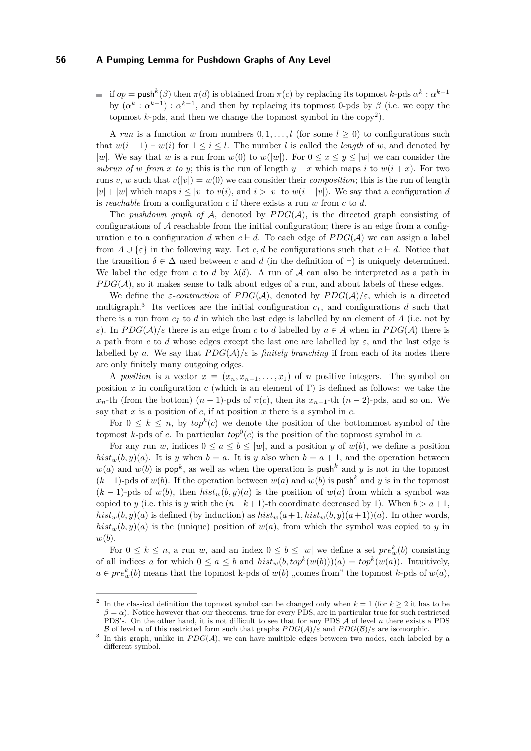- if $op = \mathsf{push}^k(\beta)$ then $\pi(d)$ is obtained from $\pi(c)$ by replacing its topmost $k$-pds $\alpha^k : \alpha^{k-1}$ by $(\alpha^k : \alpha^{k-1}) : \alpha^{k-1}$, and then by replacing its topmost 0-pds by $\beta$ (i.e. we copy the topmost $k$-pds, and then we change the topmost symbol in the copy[2]).

A *run* is a function $w$ from numbers $0, 1, \dots, l$ (for some $l \geq 0$) to configurations such that $w(i-1) \vdash w(i)$ for $1 \leq i \leq l$. The number $l$ is called the *length* of $w$, and denoted by $|w|$. We say that $w$ is a run from $w(0)$ to $w(|w|)$. For $0 \leq x \leq y \leq |w|$ we can consider the *subrun of $w$ from $x$ to $y$*; this is the run of length $y - x$ which maps $i$ to $w(i + x)$. For two runs $v, w$ such that $v(|v|) = w(0)$ we can consider their *composition*; this is the run of length $|v| + |w|$ which maps $i \leq |v|$ to $v(i)$, and $i > |v|$ to $w(i - |v|)$. We say that a configuration $d$ is *reachable* from a configuration $c$ if there exists a run $w$ from $c$ to $d$.

The *pushdown graph of $\mathcal{A}$*, denoted by $PDG(\mathcal{A})$, is the directed graph consisting of configurations of $\mathcal{A}$ reachable from the initial configuration; there is an edge from a configuration $c$ to a configuration $d$ when $c \vdash d$. To each edge of $PDG(\mathcal{A})$ we can assign a label from $A \cup \{\varepsilon\}$ in the following way. Let $c, d$ be configurations such that $c \vdash d$. Notice that the transition $\delta \in \Delta$ used between $c$ and $d$ (in the definition of $\vdash$) is uniquely determined. We label the edge from $c$ to $d$ by $\lambda(\delta)$. A run of $\mathcal{A}$ can also be interpreted as a path in $PDG(\mathcal{A})$, so it makes sense to talk about edges of a run, and about labels of these edges.

We define the *$\varepsilon$-contraction* of $PDG(\mathcal{A})$, denoted by $PDG(\mathcal{A})/\varepsilon$, which is a directed multigraph.[3] Its vertices are the initial configuration $c_I$, and configurations $d$ such that there is a run from $c_I$ to $d$ in which the last edge is labelled by an element of $A$ (i.e. not by $\varepsilon$). In $PDG(\mathcal{A})/\varepsilon$ there is an edge from $c$ to $d$ labelled by $a \in A$ when in $PDG(\mathcal{A})$ there is a path from $c$ to $d$ whose edges except the last one are labelled by $\varepsilon$, and the last edge is labelled by $a$. We say that $PDG(\mathcal{A})/\varepsilon$ is *finitely branching* if from each of its nodes there are only finitely many outgoing edges.

A *position* is a vector $x = (x_n, x_{n-1}, \dots, x_1)$ of $n$ positive integers. The symbol on position $x$ in configuration $c$ (which is an element of $\Gamma$) is defined as follows: we take the $x_n$-th (from the bottom) $(n-1)$-pds of $\pi(c)$, then its $x_{n-1}$-th $(n-2)$-pds, and so on. We say that $x$ is a position of $c$, if at position $x$ there is a symbol in $c$.

For $0 \leq k \leq n$, by $top^k(c)$ we denote the position of the bottommost symbol of the topmost $k$-pds of $c$. In particular $top^0(c)$ is the position of the topmost symbol in $c$.

For any run $w$, indices $0 \leq a \leq b \leq |w|$, and a position $y$ of $w(b)$, we define a position $hist_w(b, y)(a)$. It is $y$ when $b = a$. It is $y$ also when $b = a + 1$, and the operation between $w(a)$ and $w(b)$ is $\mathsf{pop}^k$, as well as when the operation is $\mathsf{push}^k$ and $y$ is not in the topmost $(k-1)$-pds of $w(b)$. If the operation between $w(a)$ and $w(b)$ is $\mathsf{push}^k$ and $y$ is in the topmost $(k-1)$-pds of $w(b)$, then $hist_w(b, y)(a)$ is the position of $w(a)$ from which a symbol was copied to $y$ (i.e. this is $y$ with the $(n-k+1)$-th coordinate decreased by 1). When $b > a+1$, $hist_w(b, y)(a)$ is defined (by induction) as $hist_w(a+1, hist_w(b, y)(a+1))(a)$. In other words, $hist_w(b, y)(a)$ is the (unique) position of $w(a)$, from which the symbol was copied to $y$ in $w(b)$.

For $0 \leq k \leq n$, a run $w$, and an index $0 \leq b \leq |w|$ we define a set $pre^k_w(b)$ consisting of all indices $a$ for which $0 \leq a \leq b$ and $hist_w(b, top^k(w(b)))(a) = top^k(w(a))$. Intuitively, $a \in pre^k_w(b)$ means that the topmost k-pds of $w(b)$ „comes from" the topmost $k$-pds of $w(a)$,

---

[2] In the classical definition the topmost symbol can be changed only when $k = 1$ (for $k \geq 2$ it has to be $\beta = \alpha$). Notice however that our theorems, true for every PDS, are in particular true for such restricted PDS's. On the other hand, it is not difficult to see that for any PDS $\mathcal{A}$ of level $n$ there exists a PDS $\mathcal{B}$ of level $n$ of this restricted form such that graphs $PDG(\mathcal{A})/\varepsilon$ and $PDG(\mathcal{B})/\varepsilon$ are isomorphic.

[3] In this graph, unlike in $PDG(\mathcal{A})$, we can have multiple edges between two nodes, each labeled by a different symbol.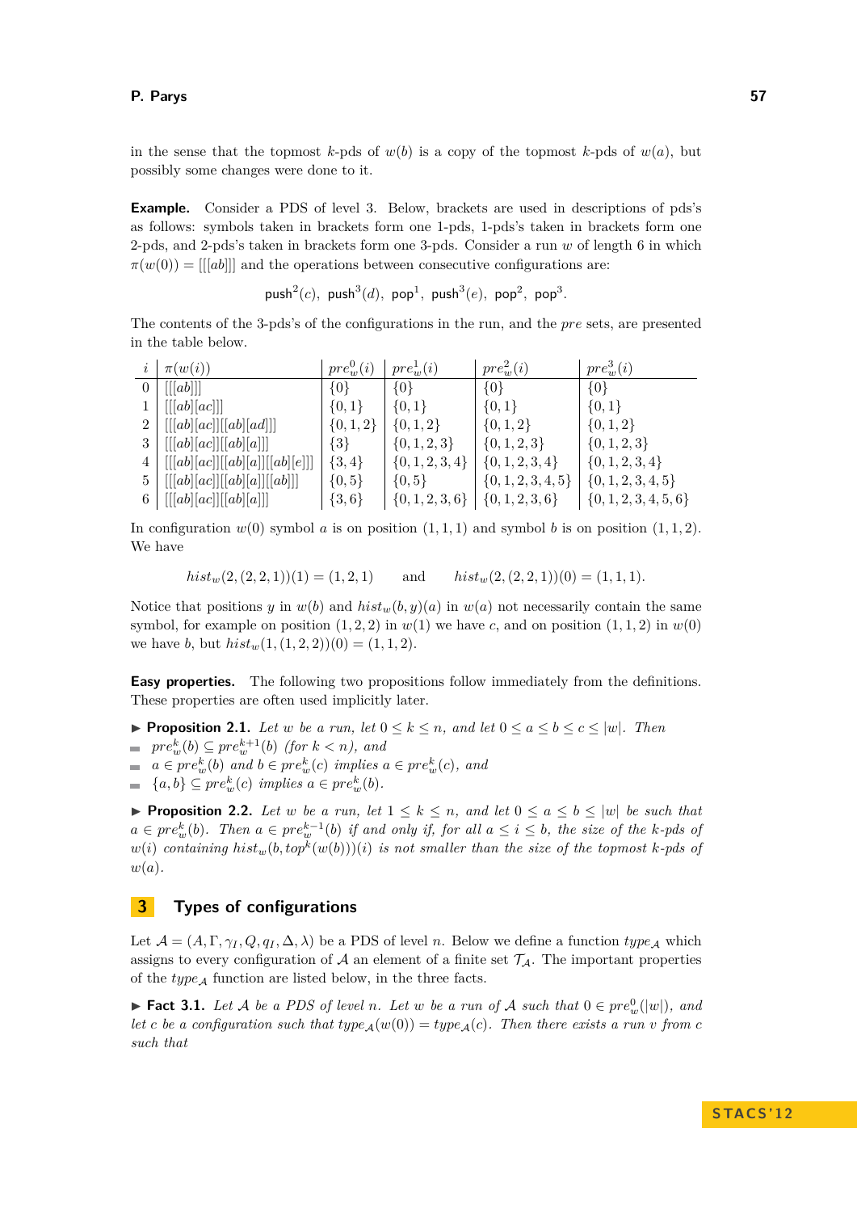in the sense that the topmost $k$-pds of $w(b)$ is a copy of the topmost $k$-pds of $w(a)$, but possibly some changes were done to it.

**Example.** Consider a PDS of level 3. Below, brackets are used in descriptions of pds's as follows: symbols taken in brackets form one 1-pds, 1-pds's taken in brackets form one 2-pds, and 2-pds's taken in brackets form one 3-pds. Consider a run $w$ of length 6 in which $\pi(w(0)) = [[[ab]]]$ and the operations between consecutive configurations are:

$$\mathsf{push}^2(c),\ \mathsf{push}^3(d),\ \mathsf{pop}^1,\ \mathsf{push}^3(e),\ \mathsf{pop}^2,\ \mathsf{pop}^3.$$

The contents of the 3-pds's of the configurations in the run, and the *pre* sets, are presented in the table below.

| $i$ | $\pi(w(i))$ | $pre^0_w(i)$ | $pre^1_w(i)$ | $pre^2_w(i)$ | $pre^3_w(i)$ |
|---|---|---|---|---|---|
| 0 | $[[[ab]]]$ | $\{0\}$ | $\{0\}$ | $\{0\}$ | $\{0\}$ |
| 1 | $[[[ab][ac]]]$ | $\{0,1\}$ | $\{0,1\}$ | $\{0,1\}$ | $\{0,1\}$ |
| 2 | $[[[ab][ac]][[ab][ad]]]$ | $\{0,1,2\}$ | $\{0,1,2\}$ | $\{0,1,2\}$ | $\{0,1,2\}$ |
| 3 | $[[[ab][ac]][[ab][a]]]$ | $\{3\}$ | $\{0,1,2,3\}$ | $\{0,1,2,3\}$ | $\{0,1,2,3\}$ |
| 4 | $[[[ab][ac]][[ab][a]][[ab][e]]]$ | $\{3,4\}$ | $\{0,1,2,3,4\}$ | $\{0,1,2,3,4\}$ | $\{0,1,2,3,4\}$ |
| 5 | $[[[ab][ac]][[ab][a]][[ab]]]$ | $\{0,5\}$ | $\{0,5\}$ | $\{0,1,2,3,4,5\}$ | $\{0,1,2,3,4,5\}$ |
| 6 | $[[[ab][ac]][[ab][a]]]$ | $\{3,6\}$ | $\{0,1,2,3,6\}$ | $\{0,1,2,3,6\}$ | $\{0,1,2,3,4,5,6\}$ |

In configuration $w(0)$ symbol $a$ is on position $(1,1,1)$ and symbol $b$ is on position $(1,1,2)$. We have

$$hist_w(2,(2,2,1))(1) = (1,2,1) \qquad \text{and} \qquad hist_w(2,(2,2,1))(0) = (1,1,1).$$

Notice that positions $y$ in $w(b)$ and $hist_w(b,y)(a)$ in $w(a)$ not necessarily contain the same symbol, for example on position $(1,2,2)$ in $w(1)$ we have $c$, and on position $(1,1,2)$ in $w(0)$ we have $b$, but $hist_w(1,(1,2,2))(0) = (1,1,2)$.

**Easy properties.** The following two propositions follow immediately from the definitions. These properties are often used implicitly later.

▶ **Proposition 2.1.** *Let $w$ be a run, let $0 \leq k \leq n$, and let $0 \leq a \leq b \leq c \leq |w|$. Then*

- *$pre^k_w(b) \subseteq pre^{k+1}_w(b)$ (for $k < n$), and*
- *$a \in pre^k_w(b)$ and $b \in pre^k_w(c)$ implies $a \in pre^k_w(c)$, and*
- *$\{a,b\} \subseteq pre^k_w(c)$ implies $a \in pre^k_w(b)$.*

▶ **Proposition 2.2.** *Let $w$ be a run, let $1 \leq k \leq n$, and let $0 \leq a \leq b \leq |w|$ be such that $a \in pre^k_w(b)$. Then $a \in pre^{k-1}_w(b)$ if and only if, for all $a \leq i \leq b$, the size of the $k$-pds of $w(i)$ containing $hist_w(b, top^k(w(b)))(i)$ is not smaller than the size of the topmost $k$-pds of $w(a)$.*

## 3 Types of configurations

Let $\mathcal{A} = (A, \Gamma, \gamma_I, Q, q_I, \Delta, \lambda)$ be a PDS of level $n$. Below we define a function $type_{\mathcal{A}}$ which assigns to every configuration of $\mathcal{A}$ an element of a finite set $\mathcal{T}_{\mathcal{A}}$. The important properties of the $type_{\mathcal{A}}$ function are listed below, in the three facts.

▶ **Fact 3.1.** *Let $\mathcal{A}$ be a PDS of level $n$. Let $w$ be a run of $\mathcal{A}$ such that $0 \in pre^0_w(|w|)$, and let $c$ be a configuration such that $type_{\mathcal{A}}(w(0)) = type_{\mathcal{A}}(c)$. Then there exists a run $v$ from $c$ such that*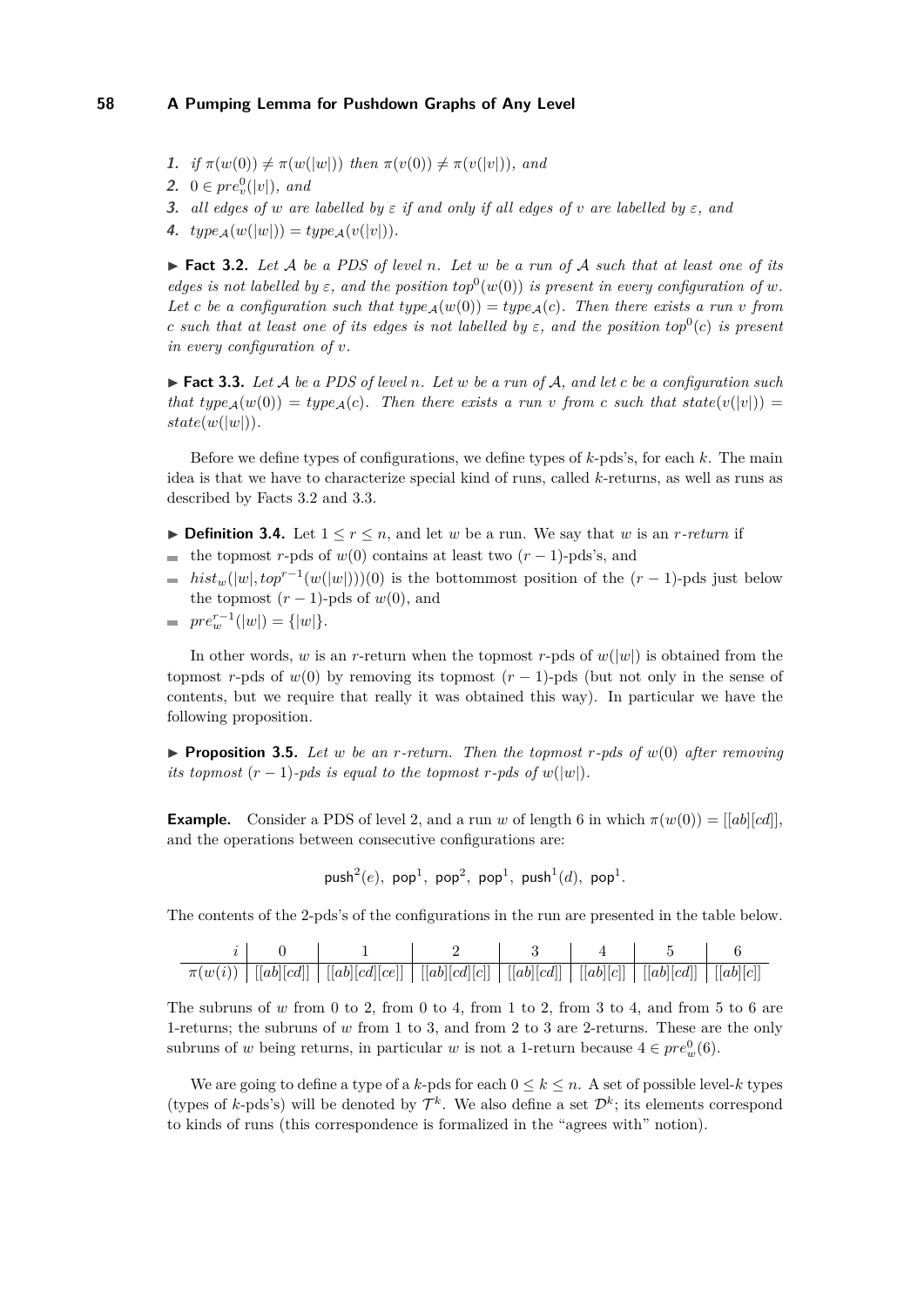1. *if $\pi(w(0)) \neq \pi(w(|w|))$ then $\pi(v(0)) \neq \pi(v(|v|))$, and*
2. *$0 \in pre^0_v(|v|)$, and*
3. *all edges of $w$ are labelled by $\varepsilon$ if and only if all edges of $v$ are labelled by $\varepsilon$, and*
4. *$type_{\mathcal{A}}(w(|w|)) = type_{\mathcal{A}}(v(|v|))$.*

▶ **Fact 3.2.** *Let $\mathcal{A}$ be a PDS of level $n$. Let $w$ be a run of $\mathcal{A}$ such that at least one of its edges is not labelled by $\varepsilon$, and the position $top^0(w(0))$ is present in every configuration of $w$. Let $c$ be a configuration such that $type_{\mathcal{A}}(w(0)) = type_{\mathcal{A}}(c)$. Then there exists a run $v$ from $c$ such that at least one of its edges is not labelled by $\varepsilon$, and the position $top^0(c)$ is present in every configuration of $v$.*

▶ **Fact 3.3.** *Let $\mathcal{A}$ be a PDS of level $n$. Let $w$ be a run of $\mathcal{A}$, and let $c$ be a configuration such that $type_{\mathcal{A}}(w(0)) = type_{\mathcal{A}}(c)$. Then there exists a run $v$ from $c$ such that $state(v(|v|)) = state(w(|w|))$.*

Before we define types of configurations, we define types of $k$-pds's, for each $k$. The main idea is that we have to characterize special kind of runs, called $k$-returns, as well as runs as described by Facts 3.2 and 3.3.

▶ **Definition 3.4.** Let $1 \leq r \leq n$, and let $w$ be a run. We say that $w$ is an *$r$-return* if

- the topmost $r$-pds of $w(0)$ contains at least two $(r-1)$-pds's, and
- $hist_w(|w|, top^{r-1}(w(|w|)))(0)$ is the bottommost position of the $(r-1)$-pds just below the topmost $(r-1)$-pds of $w(0)$, and
- $pre^{r-1}_w(|w|) = \{|w|\}$.

In other words, $w$ is an $r$-return when the topmost $r$-pds of $w(|w|)$ is obtained from the topmost $r$-pds of $w(0)$ by removing its topmost $(r-1)$-pds (but not only in the sense of contents, but we require that really it was obtained this way). In particular we have the following proposition.

▶ **Proposition 3.5.** *Let $w$ be an $r$-return. Then the topmost $r$-pds of $w(0)$ after removing its topmost $(r-1)$-pds is equal to the topmost $r$-pds of $w(|w|)$.*

**Example.** Consider a PDS of level 2, and a run $w$ of length 6 in which $\pi(w(0)) = [[ab][cd]]$, and the operations between consecutive configurations are:

$$\mathsf{push}^2(e),\ \mathsf{pop}^1,\ \mathsf{pop}^2,\ \mathsf{pop}^1,\ \mathsf{push}^1(d),\ \mathsf{pop}^1.$$

The contents of the 2-pds's of the configurations in the run are presented in the table below.

| $i$ | 0 | 1 | 2 | 3 | 4 | 5 | 6 |
|---|---|---|---|---|---|---|---|
| $\pi(w(i))$ | $[[ab][cd]]$ | $[[ab][cd][ce]]$ | $[[ab][cd][c]]$ | $[[ab][cd]]$ | $[[ab][c]]$ | $[[ab][cd]]$ | $[[ab][c]]$ |

The subruns of $w$ from 0 to 2, from 0 to 4, from 1 to 2, from 3 to 4, and from 5 to 6 are 1-returns; the subruns of $w$ from 1 to 3, and from 2 to 3 are 2-returns. These are the only subruns of $w$ being returns, in particular $w$ is not a 1-return because $4 \in pre^0_w(6)$.

We are going to define a type of a $k$-pds for each $0 \leq k \leq n$. A set of possible level-$k$ types (types of $k$-pds's) will be denoted by $\mathcal{T}^k$. We also define a set $\mathcal{D}^k$; its elements correspond to kinds of runs (this correspondence is formalized in the "agrees with" notion).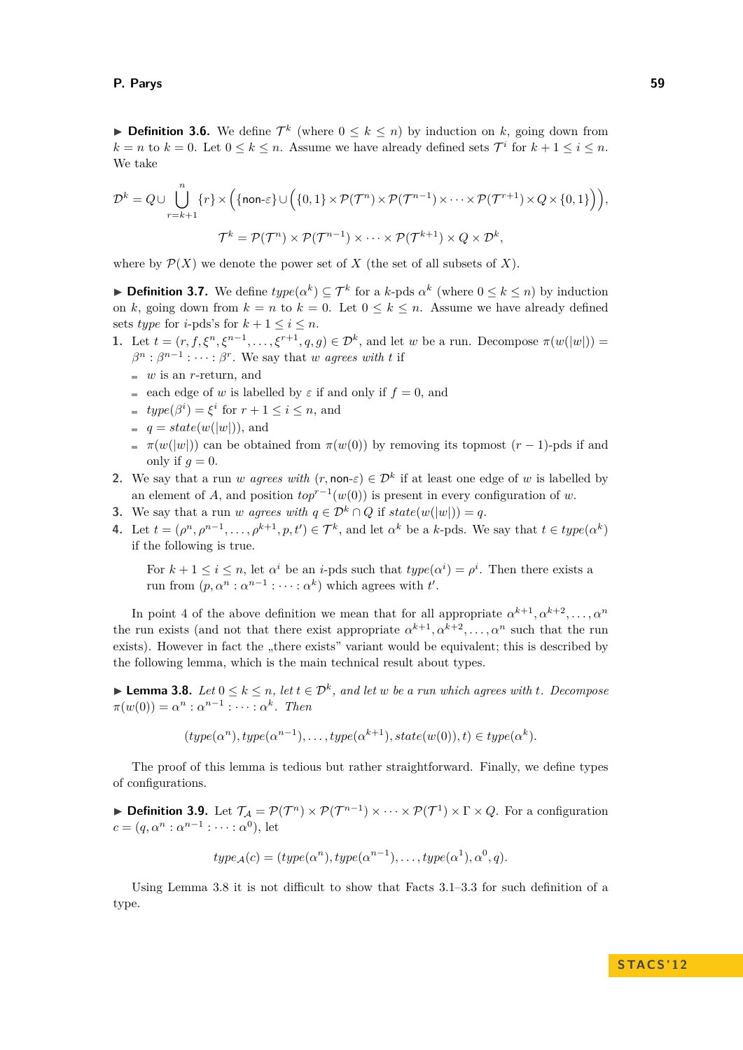**▶ Definition 3.6.** We define $\mathcal{T}^k$ (where $0 \le k \le n$) by induction on $k$, going down from $k = n$ to $k = 0$. Let $0 \le k \le n$. Assume we have already defined sets $\mathcal{T}^i$ for $k+1 \le i \le n$. We take

$$\mathcal{D}^k = Q \cup \bigcup_{r=k+1}^{n} \{r\} \times \Big( \{\text{non-}\varepsilon\} \cup \Big( \{0,1\} \times \mathcal{P}(\mathcal{T}^n) \times \mathcal{P}(\mathcal{T}^{n-1}) \times \dots \times \mathcal{P}(\mathcal{T}^{r+1}) \times Q \times \{0,1\} \Big) \Big),$$

$$\mathcal{T}^k = \mathcal{P}(\mathcal{T}^n) \times \mathcal{P}(\mathcal{T}^{n-1}) \times \dots \times \mathcal{P}(\mathcal{T}^{k+1}) \times Q \times \mathcal{D}^k,$$

where by $\mathcal{P}(X)$ we denote the power set of $X$ (the set of all subsets of $X$).

**▶ Definition 3.7.** We define $type(\alpha^k) \subseteq \mathcal{T}^k$ for a $k$-pds $\alpha^k$ (where $0 \le k \le n$) by induction on $k$, going down from $k = n$ to $k = 0$. Let $0 \le k \le n$. Assume we have already defined sets $type$ for $i$-pds's for $k+1 \le i \le n$.

1. Let $t = (r, f, \xi^n, \xi^{n-1}, \dots, \xi^{r+1}, q, g) \in \mathcal{D}^k$, and let $w$ be a run. Decompose $\pi(w(|w|)) = \beta^n : \beta^{n-1} : \dots : \beta^r$. We say that $w$ *agrees with* $t$ if
   - $w$ is an $r$-return, and
   - each edge of $w$ is labelled by $\varepsilon$ if and only if $f = 0$, and
   - $type(\beta^i) = \xi^i$ for $r+1 \le i \le n$, and
   - $q = state(w(|w|))$, and
   - $\pi(w(|w|))$ can be obtained from $\pi(w(0))$ by removing its topmost $(r-1)$-pds if and only if $g = 0$.
2. We say that a run $w$ *agrees with* $(r, \text{non-}\varepsilon) \in \mathcal{D}^k$ if at least one edge of $w$ is labelled by an element of $A$, and position $top^{r-1}(w(0))$ is present in every configuration of $w$.
3. We say that a run $w$ *agrees with* $q \in \mathcal{D}^k \cap Q$ if $state(w(|w|)) = q$.
4. Let $t = (\rho^n, \rho^{n-1}, \dots, \rho^{k+1}, p, t') \in \mathcal{T}^k$, and let $\alpha^k$ be a $k$-pds. We say that $t \in type(\alpha^k)$ if the following is true.

   For $k+1 \le i \le n$, let $\alpha^i$ be an $i$-pds such that $type(\alpha^i) = \rho^i$. Then there exists a run from $(p, \alpha^n : \alpha^{n-1} : \dots : \alpha^k)$ which agrees with $t'$.

In point 4 of the above definition we mean that for all appropriate $\alpha^{k+1}, \alpha^{k+2}, \dots, \alpha^n$ the run exists (and not that there exist appropriate $\alpha^{k+1}, \alpha^{k+2}, \dots, \alpha^n$ such that the run exists). However in fact the „there exists" variant would be equivalent; this is described by the following lemma, which is the main technical result about types.

**▶ Lemma 3.8.** *Let $0 \le k \le n$, let $t \in \mathcal{D}^k$, and let $w$ be a run which agrees with $t$. Decompose $\pi(w(0)) = \alpha^n : \alpha^{n-1} : \dots : \alpha^k$. Then*

$$(type(\alpha^n), type(\alpha^{n-1}), \dots, type(\alpha^{k+1}), state(w(0)), t) \in type(\alpha^k).$$

The proof of this lemma is tedious but rather straightforward. Finally, we define types of configurations.

**▶ Definition 3.9.** Let $\mathcal{T}_\mathcal{A} = \mathcal{P}(\mathcal{T}^n) \times \mathcal{P}(\mathcal{T}^{n-1}) \times \dots \times \mathcal{P}(\mathcal{T}^1) \times \Gamma \times Q$. For a configuration $c = (q, \alpha^n : \alpha^{n-1} : \dots : \alpha^0)$, let

$$type_\mathcal{A}(c) = (type(\alpha^n), type(\alpha^{n-1}), \dots, type(\alpha^1), \alpha^0, q).$$

Using Lemma 3.8 it is not difficult to show that Facts 3.1–3.3 for such definition of a type.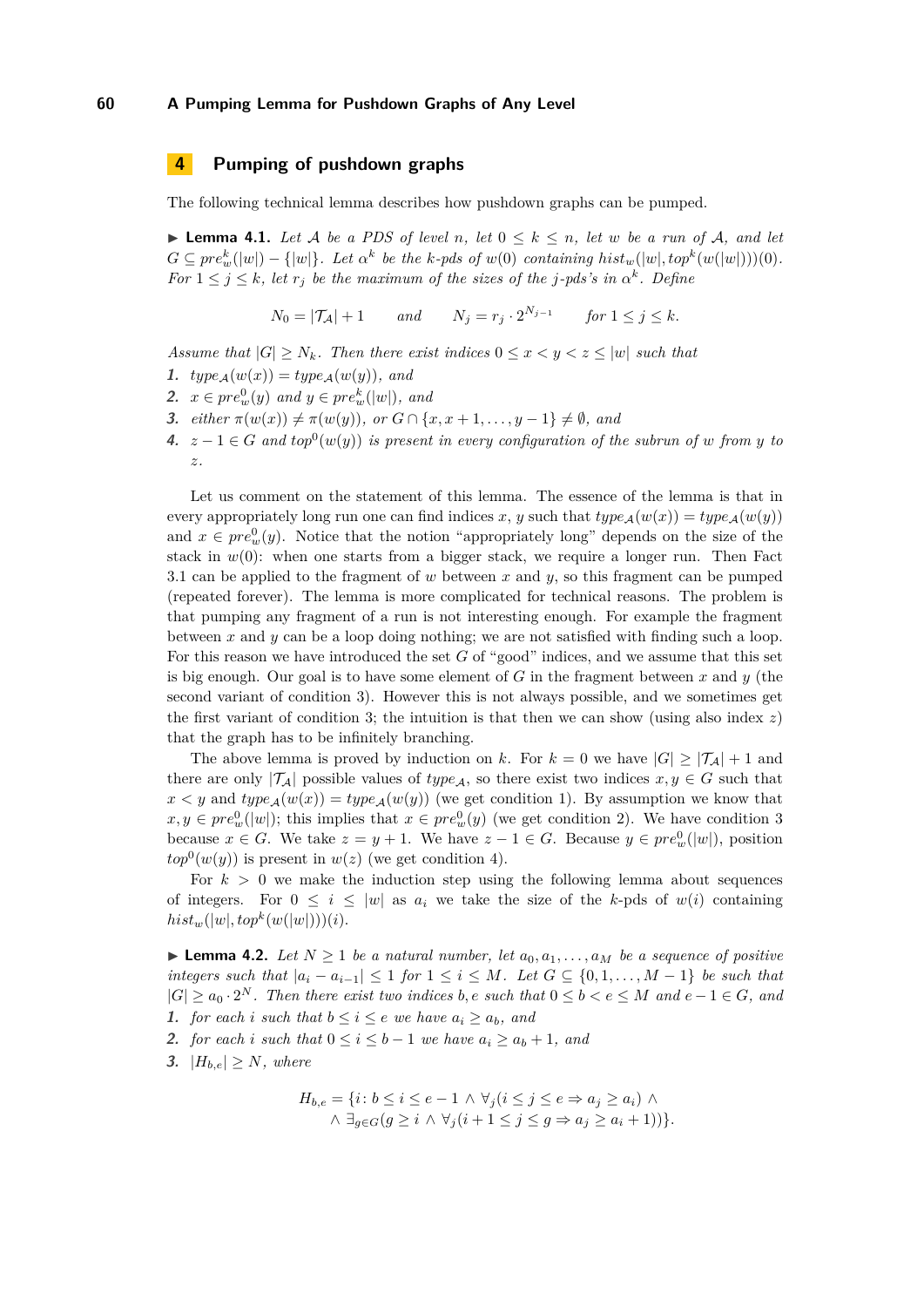## 4 Pumping of pushdown graphs

The following technical lemma describes how pushdown graphs can be pumped.

▶ **Lemma 4.1.** *Let $\mathcal{A}$ be a PDS of level $n$, let $0 \leq k \leq n$, let $w$ be a run of $\mathcal{A}$, and let $G \subseteq pre^k_w(|w|) - \{|w|\}$. Let $\alpha^k$ be the $k$-pds of $w(0)$ containing $hist_w(|w|, top^k(w(|w|)))(0)$. For $1 \leq j \leq k$, let $r_j$ be the maximum of the sizes of the $j$-pds's in $\alpha^k$. Define*

$$N_0 = |\mathcal{T}_\mathcal{A}| + 1 \qquad \text{and} \qquad N_j = r_j \cdot 2^{N_{j-1}} \qquad \text{for } 1 \leq j \leq k.$$

*Assume that $|G| \geq N_k$. Then there exist indices $0 \leq x < y < z \leq |w|$ such that*

1. *$type_\mathcal{A}(w(x)) = type_\mathcal{A}(w(y))$, and*
2. *$x \in pre^0_w(y)$ and $y \in pre^k_w(|w|)$, and*
3. *either $\pi(w(x)) \neq \pi(w(y))$, or $G \cap \{x, x+1, \dots, y-1\} \neq \emptyset$, and*
4. *$z - 1 \in G$ and $top^0(w(y))$ is present in every configuration of the subrun of $w$ from $y$ to $z$.*

Let us comment on the statement of this lemma. The essence of the lemma is that in every appropriately long run one can find indices $x$, $y$ such that $type_\mathcal{A}(w(x)) = type_\mathcal{A}(w(y))$ and $x \in pre^0_w(y)$. Notice that the notion "appropriately long" depends on the size of the stack in $w(0)$: when one starts from a bigger stack, we require a longer run. Then Fact 3.1 can be applied to the fragment of $w$ between $x$ and $y$, so this fragment can be pumped (repeated forever). The lemma is more complicated for technical reasons. The problem is that pumping any fragment of a run is not interesting enough. For example the fragment between $x$ and $y$ can be a loop doing nothing; we are not satisfied with finding such a loop. For this reason we have introduced the set $G$ of "good" indices, and we assume that this set is big enough. Our goal is to have some element of $G$ in the fragment between $x$ and $y$ (the second variant of condition 3). However this is not always possible, and we sometimes get the first variant of condition 3; the intuition is that then we can show (using also index $z$) that the graph has to be infinitely branching.

The above lemma is proved by induction on $k$. For $k = 0$ we have $|G| \geq |\mathcal{T}_\mathcal{A}| + 1$ and there are only $|\mathcal{T}_\mathcal{A}|$ possible values of $type_\mathcal{A}$, so there exist two indices $x, y \in G$ such that $x < y$ and $type_\mathcal{A}(w(x)) = type_\mathcal{A}(w(y))$ (we get condition 1). By assumption we know that $x, y \in pre^0_w(|w|)$; this implies that $x \in pre^0_w(y)$ (we get condition 2). We have condition 3 because $x \in G$. We take $z = y + 1$. We have $z - 1 \in G$. Because $y \in pre^0_w(|w|)$, position $top^0(w(y))$ is present in $w(z)$ (we get condition 4).

For $k > 0$ we make the induction step using the following lemma about sequences of integers. For $0 \leq i \leq |w|$ as $a_i$ we take the size of the $k$-pds of $w(i)$ containing $hist_w(|w|, top^k(w(|w|)))(i)$.

▶ **Lemma 4.2.** *Let $N \geq 1$ be a natural number, let $a_0, a_1, \dots, a_M$ be a sequence of positive integers such that $|a_i - a_{i-1}| \leq 1$ for $1 \leq i \leq M$. Let $G \subseteq \{0, 1, \dots, M-1\}$ be such that $|G| \geq a_0 \cdot 2^N$. Then there exist two indices $b, e$ such that $0 \leq b < e \leq M$ and $e - 1 \in G$, and*

1. *for each $i$ such that $b \leq i \leq e$ we have $a_i \geq a_b$, and*
2. *for each $i$ such that $0 \leq i \leq b-1$ we have $a_i \geq a_b + 1$, and*
3. *$|H_{b,e}| \geq N$, where*

$$H_{b,e} = \{i : b \leq i \leq e - 1 \wedge \forall_j (i \leq j \leq e \Rightarrow a_j \geq a_i) \wedge \\ \wedge \exists_{g \in G} (g \geq i \wedge \forall_j (i + 1 \leq j \leq g \Rightarrow a_j \geq a_i + 1))\}.$$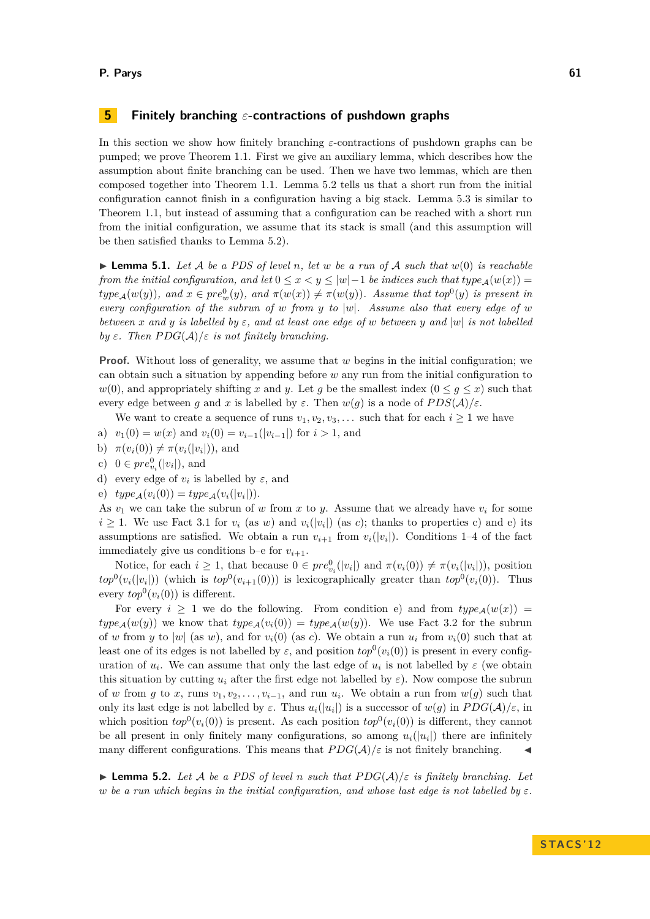## 5 Finitely branching $\varepsilon$-contractions of pushdown graphs

In this section we show how finitely branching $\varepsilon$-contractions of pushdown graphs can be pumped; we prove Theorem 1.1. First we give an auxiliary lemma, which describes how the assumption about finite branching can be used. Then we have two lemmas, which are then composed together into Theorem 1.1. Lemma 5.2 tells us that a short run from the initial configuration cannot finish in a configuration having a big stack. Lemma 5.3 is similar to Theorem 1.1, but instead of assuming that a configuration can be reached with a short run from the initial configuration, we assume that its stack is small (and this assumption will be then satisfied thanks to Lemma 5.2).

▶ **Lemma 5.1.** *Let $\mathcal{A}$ be a PDS of level $n$, let $w$ be a run of $\mathcal{A}$ such that $w(0)$ is reachable from the initial configuration, and let $0 \leq x < y \leq |w|-1$ be indices such that $type_{\mathcal{A}}(w(x)) = type_{\mathcal{A}}(w(y))$, and $x \in pre^0_w(y)$, and $\pi(w(x)) \neq \pi(w(y))$. Assume that $top^0(y)$ is present in every configuration of the subrun of $w$ from $y$ to $|w|$. Assume also that every edge of $w$ between $x$ and $y$ is labelled by $\varepsilon$, and at least one edge of $w$ between $y$ and $|w|$ is not labelled by $\varepsilon$. Then $PDG(\mathcal{A})/\varepsilon$ is not finitely branching.*

**Proof.** Without loss of generality, we assume that $w$ begins in the initial configuration; we can obtain such a situation by appending before $w$ any run from the initial configuration to $w(0)$, and appropriately shifting $x$ and $y$. Let $g$ be the smallest index ($0 \leq g \leq x$) such that every edge between $g$ and $x$ is labelled by $\varepsilon$. Then $w(g)$ is a node of $PDS(\mathcal{A})/\varepsilon$.

We want to create a sequence of runs $v_1, v_2, v_3, \dots$ such that for each $i \geq 1$ we have

a) $v_1(0) = w(x)$ and $v_i(0) = v_{i-1}(|v_{i-1}|)$ for $i > 1$, and
b) $\pi(v_i(0)) \neq \pi(v_i(|v_i|))$, and
c) $0 \in pre^0_{v_i}(|v_i|)$, and
d) every edge of $v_i$ is labelled by $\varepsilon$, and
e) $type_{\mathcal{A}}(v_i(0)) = type_{\mathcal{A}}(v_i(|v_i|))$.

As $v_1$ we can take the subrun of $w$ from $x$ to $y$. Assume that we already have $v_i$ for some $i \geq 1$. We use Fact 3.1 for $v_i$ (as $w$) and $v_i(|v_i|)$ (as $c$); thanks to properties c) and e) its assumptions are satisfied. We obtain a run $v_{i+1}$ from $v_i(|v_i|)$. Conditions 1–4 of the fact immediately give us conditions b–e for $v_{i+1}$.

Notice, for each $i \geq 1$, that because $0 \in pre^0_{v_i}(|v_i|)$ and $\pi(v_i(0)) \neq \pi(v_i(|v_i|))$, position $top^0(v_i(|v_i|))$ (which is $top^0(v_{i+1}(0))$) is lexicographically greater than $top^0(v_i(0))$. Thus every $top^0(v_i(0))$ is different.

For every $i \geq 1$ we do the following. From condition e) and from $type_{\mathcal{A}}(w(x)) = type_{\mathcal{A}}(w(y))$ we know that $type_{\mathcal{A}}(v_i(0)) = type_{\mathcal{A}}(w(y))$. We use Fact 3.2 for the subrun of $w$ from $y$ to $|w|$ (as $w$), and for $v_i(0)$ (as $c$). We obtain a run $u_i$ from $v_i(0)$ such that at least one of its edges is not labelled by $\varepsilon$, and position $top^0(v_i(0))$ is present in every configuration of $u_i$. We can assume that only the last edge of $u_i$ is not labelled by $\varepsilon$ (we obtain this situation by cutting $u_i$ after the first edge not labelled by $\varepsilon$). Now compose the subrun of $w$ from $g$ to $x$, runs $v_1, v_2, \dots, v_{i-1}$, and run $u_i$. We obtain a run from $w(g)$ such that only its last edge is not labelled by $\varepsilon$. Thus $u_i(|u_i|)$ is a successor of $w(g)$ in $PDG(\mathcal{A})/\varepsilon$, in which position $top^0(v_i(0))$ is present. As each position $top^0(v_i(0))$ is different, they cannot be all present in only finitely many configurations, so among $u_i(|u_i|)$ there are infinitely many different configurations. This means that $PDG(\mathcal{A})/\varepsilon$ is not finitely branching. ◀

▶ **Lemma 5.2.** *Let $\mathcal{A}$ be a PDS of level $n$ such that $PDG(\mathcal{A})/\varepsilon$ is finitely branching. Let $w$ be a run which begins in the initial configuration, and whose last edge is not labelled by $\varepsilon$.*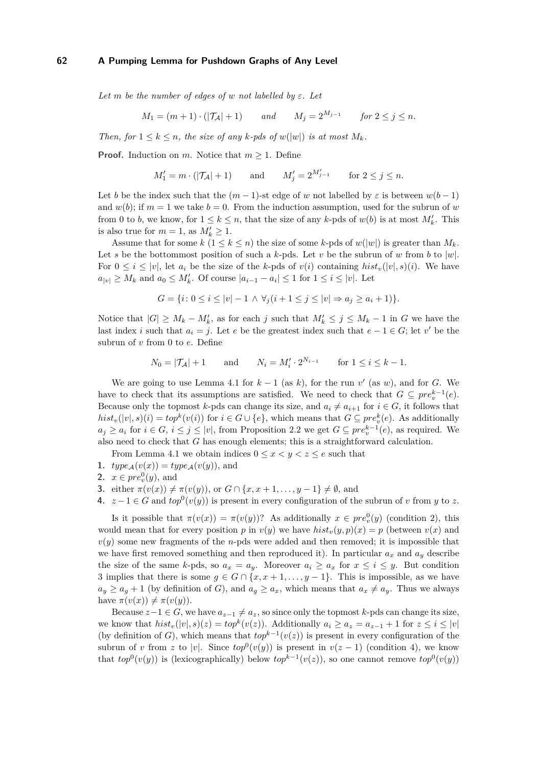*Let $m$ be the number of edges of $w$ not labelled by $\varepsilon$. Let*

$$M_1 = (m+1) \cdot (|\mathcal{T}_\mathcal{A}|+1) \qquad \textit{and} \qquad M_j = 2^{M_{j-1}} \qquad \textit{for } 2 \leq j \leq n.$$

*Then, for $1 \leq k \leq n$, the size of any $k$-pds of $w(|w|)$ is at most $M_k$.*

**Proof.** Induction on $m$. Notice that $m \geq 1$. Define

$$M_1' = m \cdot (|\mathcal{T}_\mathcal{A}|+1) \qquad \text{and} \qquad M_j' = 2^{M_{j-1}'} \qquad \text{for } 2 \leq j \leq n.$$

Let $b$ be the index such that the $(m-1)$-st edge of $w$ not labelled by $\varepsilon$ is between $w(b-1)$ and $w(b)$; if $m=1$ we take $b=0$. From the induction assumption, used for the subrun of $w$ from $0$ to $b$, we know, for $1 \leq k \leq n$, that the size of any $k$-pds of $w(b)$ is at most $M_k'$. This is also true for $m=1$, as $M_k' \geq 1$.

Assume that for some $k$ ($1 \leq k \leq n$) the size of some $k$-pds of $w(|w|)$ is greater than $M_k$. Let $s$ be the bottommost position of such a $k$-pds. Let $v$ be the subrun of $w$ from $b$ to $|w|$. For $0 \leq i \leq |v|$, let $a_i$ be the size of the $k$-pds of $v(i)$ containing $hist_v(|v|,s)(i)$. We have $a_{|v|} \geq M_k$ and $a_0 \leq M_k'$. Of course $|a_{i-1} - a_i| \leq 1$ for $1 \leq i \leq |v|$. Let

$$G = \{i \colon 0 \leq i \leq |v|-1 \wedge \forall_j (i+1 \leq j \leq |v| \Rightarrow a_j \geq a_i + 1)\}.$$

Notice that $|G| \geq M_k - M_k'$, as for each $j$ such that $M_k' \leq j \leq M_k - 1$ in $G$ we have the last index $i$ such that $a_i = j$. Let $e$ be the greatest index such that $e-1 \in G$; let $v'$ be the subrun of $v$ from $0$ to $e$. Define

$$N_0 = |\mathcal{T}_\mathcal{A}|+1 \qquad \text{and} \qquad N_i = M_i' \cdot 2^{N_{i-1}} \qquad \text{for } 1 \leq i \leq k-1.$$

We are going to use Lemma 4.1 for $k-1$ (as $k$), for the run $v'$ (as $w$), and for $G$. We have to check that its assumptions are satisfied. We need to check that $G \subseteq pre_v^{k-1}(e)$. Because only the topmost $k$-pds can change its size, and $a_i \neq a_{i+1}$ for $i \in G$, it follows that $hist_v(|v|,s)(i) = top^k(v(i))$ for $i \in G \cup \{e\}$, which means that $G \subseteq pre_v^k(e)$. As additionally $a_j \geq a_i$ for $i \in G$, $i \leq j \leq |v|$, from Proposition 2.2 we get $G \subseteq pre_v^{k-1}(e)$, as required. We also need to check that $G$ has enough elements; this is a straightforward calculation.

From Lemma 4.1 we obtain indices $0 \leq x < y < z \leq e$ such that

1. $type_\mathcal{A}(v(x)) = type_\mathcal{A}(v(y))$, and
2. $x \in pre_v^0(y)$, and
3. either $\pi(v(x)) \neq \pi(v(y))$, or $G \cap \{x, x+1, \dots, y-1\} \neq \emptyset$, and
4. $z-1 \in G$ and $top^0(v(y))$ is present in every configuration of the subrun of $v$ from $y$ to $z$.

Is it possible that $\pi(v(x)) = \pi(v(y))$? As additionally $x \in pre_v^0(y)$ (condition 2), this would mean that for every position $p$ in $v(y)$ we have $hist_v(y,p)(x) = p$ (between $v(x)$ and $v(y)$ some new fragments of the $n$-pds were added and then removed; it is impossible that we have first removed something and then reproduced it). In particular $a_x$ and $a_y$ describe the size of the same $k$-pds, so $a_x = a_y$. Moreover $a_i \geq a_x$ for $x \leq i \leq y$. But condition 3 implies that there is some $g \in G \cap \{x, x+1, \dots, y-1\}$. This is impossible, as we have $a_y \geq a_g + 1$ (by definition of $G$), and $a_g \geq a_x$, which means that $a_x \neq a_y$. Thus we always have $\pi(v(x)) \neq \pi(v(y))$.

Because $z-1 \in G$, we have $a_{z-1} \neq a_z$, so since only the topmost $k$-pds can change its size, we know that $hist_v(|v|,s)(z) = top^k(v(z))$. Additionally $a_i \geq a_z = a_{z-1}+1$ for $z \leq i \leq |v|$ (by definition of $G$), which means that $top^{k-1}(v(z))$ is present in every configuration of the subrun of $v$ from $z$ to $|v|$. Since $top^0(v(y))$ is present in $v(z-1)$ (condition 4), we know that $top^0(v(y))$ is (lexicographically) below $top^{k-1}(v(z))$, so one cannot remove $top^0(v(y))$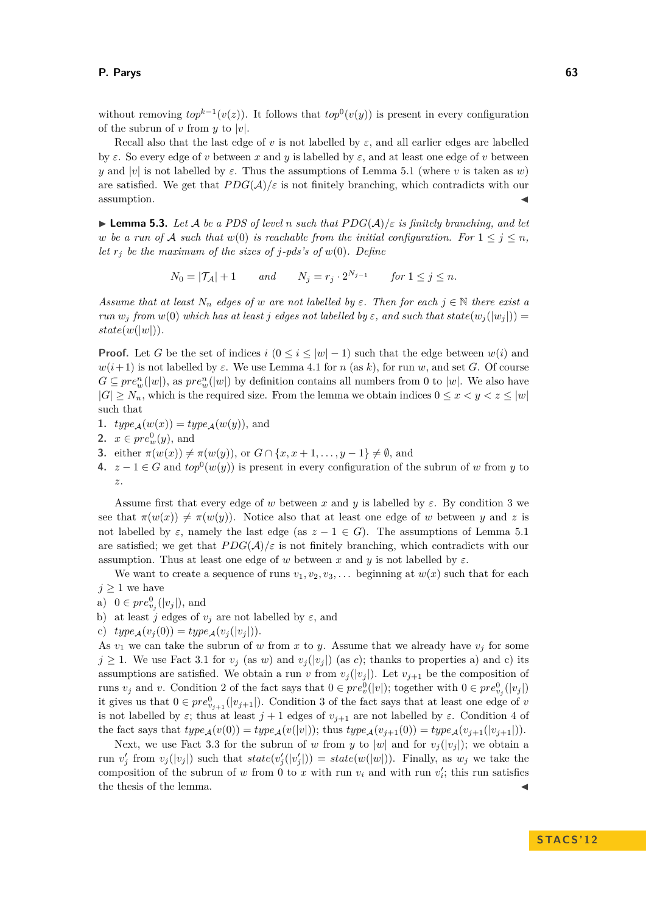without removing $top^{k-1}(v(z))$. It follows that $top^0(v(y))$ is present in every configuration of the subrun of $v$ from $y$ to $|v|$.

Recall also that the last edge of $v$ is not labelled by $\varepsilon$, and all earlier edges are labelled by $\varepsilon$. So every edge of $v$ between $x$ and $y$ is labelled by $\varepsilon$, and at least one edge of $v$ between $y$ and $|v|$ is not labelled by $\varepsilon$. Thus the assumptions of Lemma 5.1 (where $v$ is taken as $w$) are satisfied. We get that $PDG(\mathcal{A})/\varepsilon$ is not finitely branching, which contradicts with our assumption. ◂

▸ **Lemma 5.3.** *Let $\mathcal{A}$ be a PDS of level $n$ such that $PDG(\mathcal{A})/\varepsilon$ is finitely branching, and let $w$ be a run of $\mathcal{A}$ such that $w(0)$ is reachable from the initial configuration. For $1 \leq j \leq n$, let $r_j$ be the maximum of the sizes of $j$-pds's of $w(0)$. Define*

$$N_0 = |\mathcal{T}_\mathcal{A}| + 1 \qquad \text{and} \qquad N_j = r_j \cdot 2^{N_{j-1}} \qquad \text{for } 1 \leq j \leq n.$$

*Assume that at least $N_n$ edges of $w$ are not labelled by $\varepsilon$. Then for each $j \in \mathbb{N}$ there exist a run $w_j$ from $w(0)$ which has at least $j$ edges not labelled by $\varepsilon$, and such that $state(w_j(|w_j|)) = state(w(|w|))$.*

**Proof.** Let $G$ be the set of indices $i$ ($0 \leq i \leq |w|-1$) such that the edge between $w(i)$ and $w(i+1)$ is not labelled by $\varepsilon$. We use Lemma 4.1 for $n$ (as $k$), for run $w$, and set $G$. Of course $G \subseteq pre^n_w(|w|)$, as $pre^n_w(|w|)$ by definition contains all numbers from 0 to $|w|$. We also have $|G| \geq N_n$, which is the required size. From the lemma we obtain indices $0 \leq x < y < z \leq |w|$ such that

1. $type_\mathcal{A}(w(x)) = type_\mathcal{A}(w(y))$, and
2. $x \in pre^0_w(y)$, and
3. either $\pi(w(x)) \neq \pi(w(y))$, or $G \cap \{x, x+1, \dots, y-1\} \neq \emptyset$, and
4. $z - 1 \in G$ and $top^0(w(y))$ is present in every configuration of the subrun of $w$ from $y$ to $z$.

Assume first that every edge of $w$ between $x$ and $y$ is labelled by $\varepsilon$. By condition 3 we see that $\pi(w(x)) \neq \pi(w(y))$. Notice also that at least one edge of $w$ between $y$ and $z$ is not labelled by $\varepsilon$, namely the last edge (as $z - 1 \in G$). The assumptions of Lemma 5.1 are satisfied; we get that $PDG(\mathcal{A})/\varepsilon$ is not finitely branching, which contradicts with our assumption. Thus at least one edge of $w$ between $x$ and $y$ is not labelled by $\varepsilon$.

We want to create a sequence of runs $v_1, v_2, v_3, \dots$ beginning at $w(x)$ such that for each $j \geq 1$ we have

a) $0 \in pre^0_{v_j}(|v_j|)$, and
b) at least $j$ edges of $v_j$ are not labelled by $\varepsilon$, and
c) $type_\mathcal{A}(v_j(0)) = type_\mathcal{A}(v_j(|v_j|))$.

As $v_1$ we can take the subrun of $w$ from $x$ to $y$. Assume that we already have $v_j$ for some $j \geq 1$. We use Fact 3.1 for $v_j$ (as $w$) and $v_j(|v_j|)$ (as $c$; thanks to properties a) and c) its assumptions are satisfied. We obtain a run $v$ from $v_j(|v_j|)$. Let $v_{j+1}$ be the composition of runs $v_j$ and $v$. Condition 2 of the fact says that $0 \in pre^0_v(|v|)$; together with $0 \in pre^0_{v_j}(|v_j|)$ it gives us that $0 \in pre^0_{v_{j+1}}(|v_{j+1}|)$. Condition 3 of the fact says that at least one edge of $v$ is not labelled by $\varepsilon$; thus at least $j+1$ edges of $v_{j+1}$ are not labelled by $\varepsilon$. Condition 4 of the fact says that $type_\mathcal{A}(v(0)) = type_\mathcal{A}(v(|v|))$; thus $type_\mathcal{A}(v_{j+1}(0)) = type_\mathcal{A}(v_{j+1}(|v_{j+1}|))$.

Next, we use Fact 3.3 for the subrun of $w$ from $y$ to $|w|$ and for $v_j(|v_j|)$; we obtain a run $v'_j$ from $v_j(|v_j|)$ such that $state(v'_j(|v'_j|)) = state(w(|w|))$. Finally, as $w_j$ we take the composition of the subrun of $w$ from 0 to $x$ with run $v_i$ and with run $v'_i$; this run satisfies the thesis of the lemma. ◂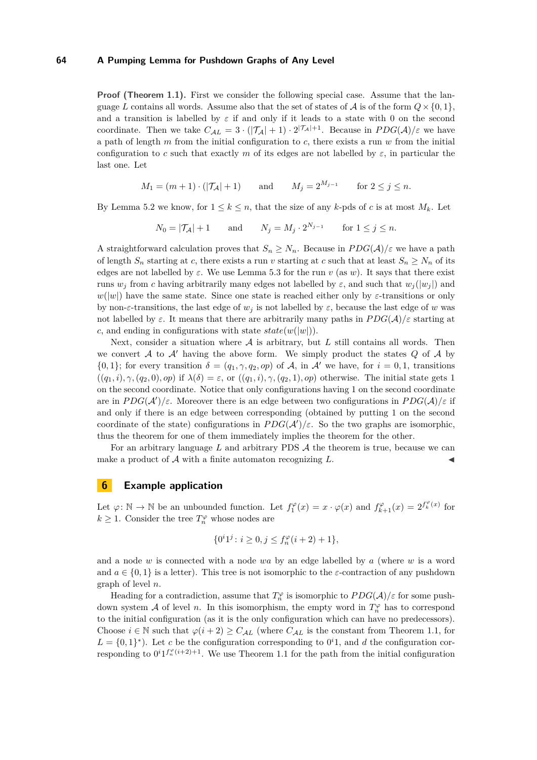**Proof (Theorem 1.1).** First we consider the following special case. Assume that the language $L$ contains all words. Assume also that the set of states of $\mathcal{A}$ is of the form $Q \times \{0,1\}$, and a transition is labelled by $\varepsilon$ if and only if it leads to a state with 0 on the second coordinate. Then we take $C_{\mathcal{AL}} = 3 \cdot (|\mathcal{T}_\mathcal{A}|+1) \cdot 2^{|\mathcal{T}_\mathcal{A}|+1}$. Because in $PDG(\mathcal{A})/\varepsilon$ we have a path of length $m$ from the initial configuration to $c$, there exists a run $w$ from the initial configuration to $c$ such that exactly $m$ of its edges are not labelled by $\varepsilon$, in particular the last one. Let

$$M_1 = (m+1) \cdot (|\mathcal{T}_\mathcal{A}|+1) \qquad \text{and} \qquad M_j = 2^{M_{j-1}} \qquad \text{for } 2 \leq j \leq n.$$

By Lemma 5.2 we know, for $1 \leq k \leq n$, that the size of any $k$-pds of $c$ is at most $M_k$. Let

$$N_0 = |\mathcal{T}_\mathcal{A}|+1 \qquad \text{and} \qquad N_j = M_j \cdot 2^{N_{j-1}} \qquad \text{for } 1 \leq j \leq n.$$

A straightforward calculation proves that $S_n \geq N_n$. Because in $PDG(\mathcal{A})/\varepsilon$ we have a path of length $S_n$ starting at $c$, there exists a run $v$ starting at $c$ such that at least $S_n \geq N_n$ of its edges are not labelled by $\varepsilon$. We use Lemma 5.3 for the run $v$ (as $w$). It says that there exist runs $w_j$ from $c$ having arbitrarily many edges not labelled by $\varepsilon$, and such that $w_j(|w_j|)$ and $w(|w|)$ have the same state. Since one state is reached either only by $\varepsilon$-transitions or only by non-$\varepsilon$-transitions, the last edge of $w_j$ is not labelled by $\varepsilon$, because the last edge of $w$ was not labelled by $\varepsilon$. It means that there are arbitrarily many paths in $PDG(\mathcal{A})/\varepsilon$ starting at $c$, and ending in configurations with state $state(w(|w|))$.

Next, consider a situation where $\mathcal{A}$ is arbitrary, but $L$ still contains all words. Then we convert $\mathcal{A}$ to $\mathcal{A}'$ having the above form. We simply product the states $Q$ of $\mathcal{A}$ by $\{0,1\}$; for every transition $\delta = (q_1, \gamma, q_2, op)$ of $\mathcal{A}$, in $\mathcal{A}'$ we have, for $i = 0, 1$, transitions $((q_1, i), \gamma, (q_2, 0), op)$ if $\lambda(\delta) = \varepsilon$, or $((q_1, i), \gamma, (q_2, 1), op)$ otherwise. The initial state gets 1 on the second coordinate. Notice that only configurations having 1 on the second coordinate are in $PDG(\mathcal{A}')/\varepsilon$. Moreover there is an edge between two configurations in $PDG(\mathcal{A})/\varepsilon$ if and only if there is an edge between corresponding (obtained by putting 1 on the second coordinate of the state) configurations in $PDG(\mathcal{A}')/\varepsilon$. So the two graphs are isomorphic, thus the theorem for one of them immediately implies the theorem for the other.

For an arbitrary language $L$ and arbitrary PDS $\mathcal{A}$ the theorem is true, because we can make a product of $\mathcal{A}$ with a finite automaton recognizing $L$. ◀

## 6 Example application

Let $\varphi \colon \mathbb{N} \to \mathbb{N}$ be an unbounded function. Let $f_1^\varphi(x) = x \cdot \varphi(x)$ and $f_{k+1}^\varphi(x) = 2^{f_k^\varphi(x)}$ for $k \geq 1$. Consider the tree $T_n^\varphi$ whose nodes are

$$\{0^i 1^j : i \geq 0, j \leq f_n^\varphi(i+2)+1\},$$

and a node $w$ is connected with a node $wa$ by an edge labelled by $a$ (where $w$ is a word and $a \in \{0,1\}$ is a letter). This tree is not isomorphic to the $\varepsilon$-contraction of any pushdown graph of level $n$.

Heading for a contradiction, assume that $T_n^\varphi$ is isomorphic to $PDG(\mathcal{A})/\varepsilon$ for some pushdown system $\mathcal{A}$ of level $n$. In this isomorphism, the empty word in $T_n^\varphi$ has to correspond to the initial configuration (as it is the only configuration which can have no predecessors). Choose $i \in \mathbb{N}$ such that $\varphi(i+2) \geq C_{\mathcal{AL}}$ (where $C_{\mathcal{AL}}$ is the constant from Theorem 1.1, for $L = \{0,1\}^*$). Let $c$ be the configuration corresponding to $0^i 1$, and $d$ the configuration corresponding to $0^i 1^{f_n^\varphi(i+2)+1}$. We use Theorem 1.1 for the path from the initial configuration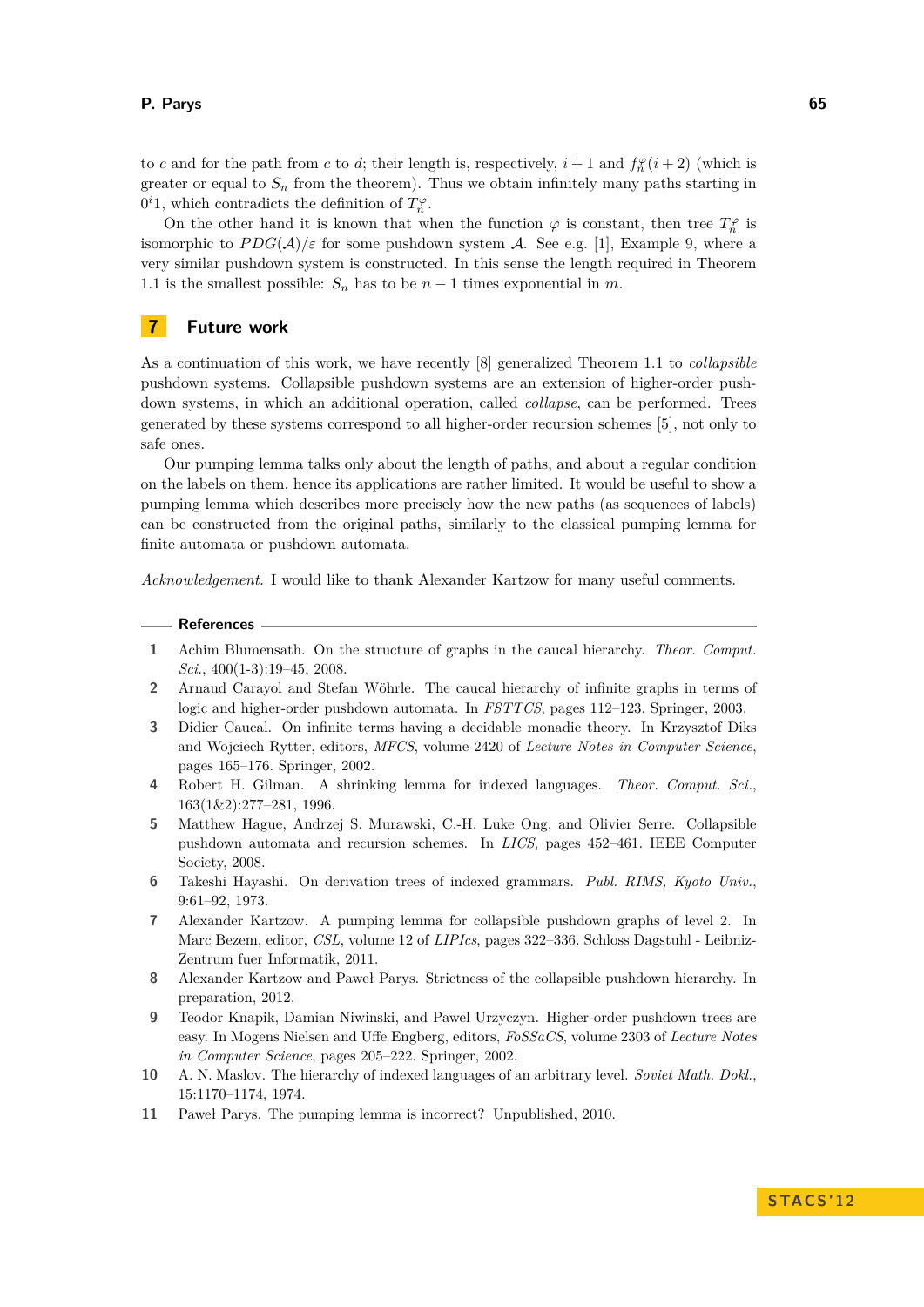to $c$ and for the path from $c$ to $d$; their length is, respectively, $i+1$ and $f_n^\varphi(i+2)$ (which is greater or equal to $S_n$ from the theorem). Thus we obtain infinitely many paths starting in $0^i1$, which contradicts the definition of $T_n^\varphi$.

On the other hand it is known that when the function $\varphi$ is constant, then tree $T_n^\varphi$ is isomorphic to $PDG(\mathcal{A})/\varepsilon$ for some pushdown system $\mathcal{A}$. See e.g. [1], Example 9, where a very similar pushdown system is constructed. In this sense the length required in Theorem 1.1 is the smallest possible: $S_n$ has to be $n-1$ times exponential in $m$.

## 7 Future work

As a continuation of this work, we have recently [8] generalized Theorem 1.1 to *collapsible* pushdown systems. Collapsible pushdown systems are an extension of higher-order pushdown systems, in which an additional operation, called *collapse*, can be performed. Trees generated by these systems correspond to all higher-order recursion schemes [5], not only to safe ones.

Our pumping lemma talks only about the length of paths, and about a regular condition on the labels on them, hence its applications are rather limited. It would be useful to show a pumping lemma which describes more precisely how the new paths (as sequences of labels) can be constructed from the original paths, similarly to the classical pumping lemma for finite automata or pushdown automata.

*Acknowledgement.* I would like to thank Alexander Kartzow for many useful comments.

## References

1. Achim Blumensath. On the structure of graphs in the caucal hierarchy. *Theor. Comput. Sci.*, 400(1-3):19–45, 2008.
2. Arnaud Carayol and Stefan Wöhrle. The caucal hierarchy of infinite graphs in terms of logic and higher-order pushdown automata. In *FSTTCS*, pages 112–123. Springer, 2003.
3. Didier Caucal. On infinite terms having a decidable monadic theory. In Krzysztof Diks and Wojciech Rytter, editors, *MFCS*, volume 2420 of *Lecture Notes in Computer Science*, pages 165–176. Springer, 2002.
4. Robert H. Gilman. A shrinking lemma for indexed languages. *Theor. Comput. Sci.*, 163(1&2):277–281, 1996.
5. Matthew Hague, Andrzej S. Murawski, C.-H. Luke Ong, and Olivier Serre. Collapsible pushdown automata and recursion schemes. In *LICS*, pages 452–461. IEEE Computer Society, 2008.
6. Takeshi Hayashi. On derivation trees of indexed grammars. *Publ. RIMS, Kyoto Univ.*, 9:61–92, 1973.
7. Alexander Kartzow. A pumping lemma for collapsible pushdown graphs of level 2. In Marc Bezem, editor, *CSL*, volume 12 of *LIPIcs*, pages 322–336. Schloss Dagstuhl - Leibniz-Zentrum fuer Informatik, 2011.
8. Alexander Kartzow and Paweł Parys. Strictness of the collapsible pushdown hierarchy. In preparation, 2012.
9. Teodor Knapik, Damian Niwinski, and Pawel Urzyczyn. Higher-order pushdown trees are easy. In Mogens Nielsen and Uffe Engberg, editors, *FoSSaCS*, volume 2303 of *Lecture Notes in Computer Science*, pages 205–222. Springer, 2002.
10. A. N. Maslov. The hierarchy of indexed languages of an arbitrary level. *Soviet Math. Dokl.*, 15:1170–1174, 1974.
11. Paweł Parys. The pumping lemma is incorrect? Unpublished, 2010.